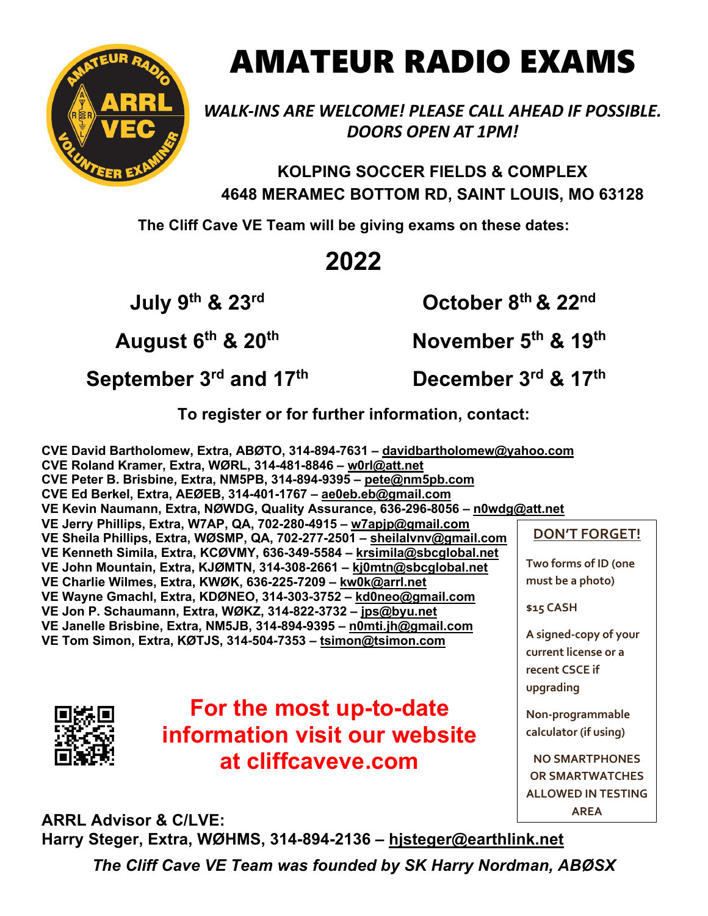# AMATEUR RADIO EXAMS

*WALK-INS ARE WELCOME! PLEASE CALL AHEAD IF POSSIBLE. DOORS OPEN AT 1PM!*

**KOLPING SOCCER FIELDS & COMPLEX**
**4648 MERAMEC BOTTOM RD, SAINT LOUIS, MO 63128**

**The Cliff Cave VE Team will be giving exams on these dates:**

## 2022

**July 9th & 23rd**

**August 6th & 20th**

**September 3rd and 17th**

**October 8th & 22nd**

**November 5th & 19th**

**December 3rd & 17th**

**To register or for further information, contact:**

**CVE David Bartholomew, Extra, ABØTO, 314-894-7631 – davidbartholomew@yahoo.com**
**CVE Roland Kramer, Extra, WØRL, 314-481-8846 – w0rl@att.net**
**CVE Peter B. Brisbine, Extra, NM5PB, 314-894-9395 – pete@nm5pb.com**
**CVE Ed Berkel, Extra, AEØEB, 314-401-1767 – ae0eb.eb@gmail.com**
**VE Kevin Naumann, Extra, NØWDG, Quality Assurance, 636-296-8056 – n0wdg@att.net**
**VE Jerry Phillips, Extra, W7AP, QA, 702-280-4915 – w7apjp@gmail.com**
**VE Sheila Phillips, Extra, WØSMP, QA, 702-277-2501 – sheilalvnv@gmail.com**
**VE Kenneth Simila, Extra, KCØVMY, 636-349-5584 – krsimila@sbcglobal.net**
**VE John Mountain, Extra, KJØMTN, 314-308-2661 – kj0mtn@sbcglobal.net**
**VE Charlie Wilmes, Extra, KWØK, 636-225-7209 – kw0k@arrl.net**
**VE Wayne Gmachl, Extra, KDØNEO, 314-303-3752 – kd0neo@gmail.com**
**VE Jon P. Schaumann, Extra, WØKZ, 314-822-3732 – jps@byu.net**
**VE Janelle Brisbine, Extra, NM5JB, 314-894-9395 – n0mti.jh@gmail.com**
**VE Tom Simon, Extra, KØTJS, 314-504-7353 – tsimon@tsimon.com**

**DON'T FORGET!**

- Two forms of ID (one must be a photo)
- $15 CASH
- A signed-copy of your current license or a recent CSCE if upgrading
- Non-programmable calculator (if using)
- NO SMARTPHONES OR SMARTWATCHES ALLOWED IN TESTING AREA

**For the most up-to-date information visit our website at cliffcaveve.com**

**ARRL Advisor & C/LVE:**
**Harry Steger, Extra, WØHMS, 314-894-2136 – hjsteger@earthlink.net**

***The Cliff Cave VE Team was founded by SK Harry Nordman, ABØSX***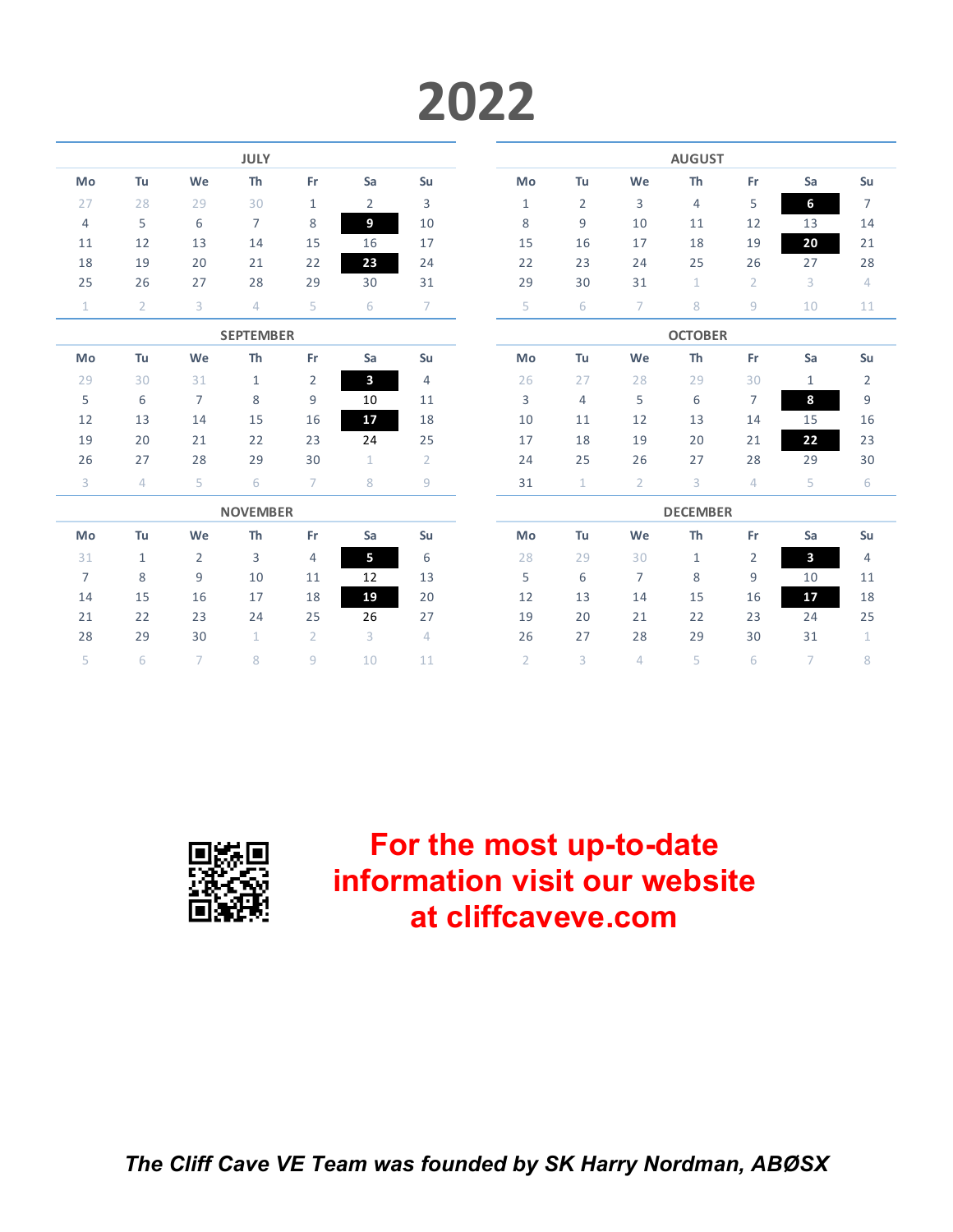# 2022

## JULY

| Mo | Tu | We | Th | Fr | Sa | Su |
|---|---|---|---|---|---|---|
| 27 | 28 | 29 | 30 | 1 | 2 | 3 |
| 4 | 5 | 6 | 7 | 8 | **9** | 10 |
| 11 | 12 | 13 | 14 | 15 | 16 | 17 |
| 18 | 19 | 20 | 21 | 22 | **23** | 24 |
| 25 | 26 | 27 | 28 | 29 | 30 | 31 |
| 1 | 2 | 3 | 4 | 5 | 6 | 7 |

## AUGUST

| Mo | Tu | We | Th | Fr | Sa | Su |
|---|---|---|---|---|---|---|
| 1 | 2 | 3 | 4 | 5 | **6** | 7 |
| 8 | 9 | 10 | 11 | 12 | 13 | 14 |
| 15 | 16 | 17 | 18 | 19 | **20** | 21 |
| 22 | 23 | 24 | 25 | 26 | 27 | 28 |
| 29 | 30 | 31 | 1 | 2 | 3 | 4 |
| 5 | 6 | 7 | 8 | 9 | 10 | 11 |

## SEPTEMBER

| Mo | Tu | We | Th | Fr | Sa | Su |
|---|---|---|---|---|---|---|
| 29 | 30 | 31 | 1 | 2 | **3** | 4 |
| 5 | 6 | 7 | 8 | 9 | 10 | 11 |
| 12 | 13 | 14 | 15 | 16 | **17** | 18 |
| 19 | 20 | 21 | 22 | 23 | 24 | 25 |
| 26 | 27 | 28 | 29 | 30 | 1 | 2 |
| 3 | 4 | 5 | 6 | 7 | 8 | 9 |

## OCTOBER

| Mo | Tu | We | Th | Fr | Sa | Su |
|---|---|---|---|---|---|---|
| 26 | 27 | 28 | 29 | 30 | 1 | 2 |
| 3 | 4 | 5 | 6 | 7 | **8** | 9 |
| 10 | 11 | 12 | 13 | 14 | 15 | 16 |
| 17 | 18 | 19 | 20 | 21 | **22** | 23 |
| 24 | 25 | 26 | 27 | 28 | 29 | 30 |
| 31 | 1 | 2 | 3 | 4 | 5 | 6 |

## NOVEMBER

| Mo | Tu | We | Th | Fr | Sa | Su |
|---|---|---|---|---|---|---|
| 31 | 1 | 2 | 3 | 4 | **5** | 6 |
| 7 | 8 | 9 | 10 | 11 | 12 | 13 |
| 14 | 15 | 16 | 17 | 18 | **19** | 20 |
| 21 | 22 | 23 | 24 | 25 | 26 | 27 |
| 28 | 29 | 30 | 1 | 2 | 3 | 4 |
| 5 | 6 | 7 | 8 | 9 | 10 | 11 |

## DECEMBER

| Mo | Tu | We | Th | Fr | Sa | Su |
|---|---|---|---|---|---|---|
| 28 | 29 | 30 | 1 | 2 | **3** | 4 |
| 5 | 6 | 7 | 8 | 9 | 10 | 11 |
| 12 | 13 | 14 | 15 | 16 | **17** | 18 |
| 19 | 20 | 21 | 22 | 23 | 24 | 25 |
| 26 | 27 | 28 | 29 | 30 | 31 | 1 |
| 2 | 3 | 4 | 5 | 6 | 7 | 8 |

**For the most up-to-date information visit our website at cliffcaveve.com**

***The Cliff Cave VE Team was founded by SK Harry Nordman, ABØSX***